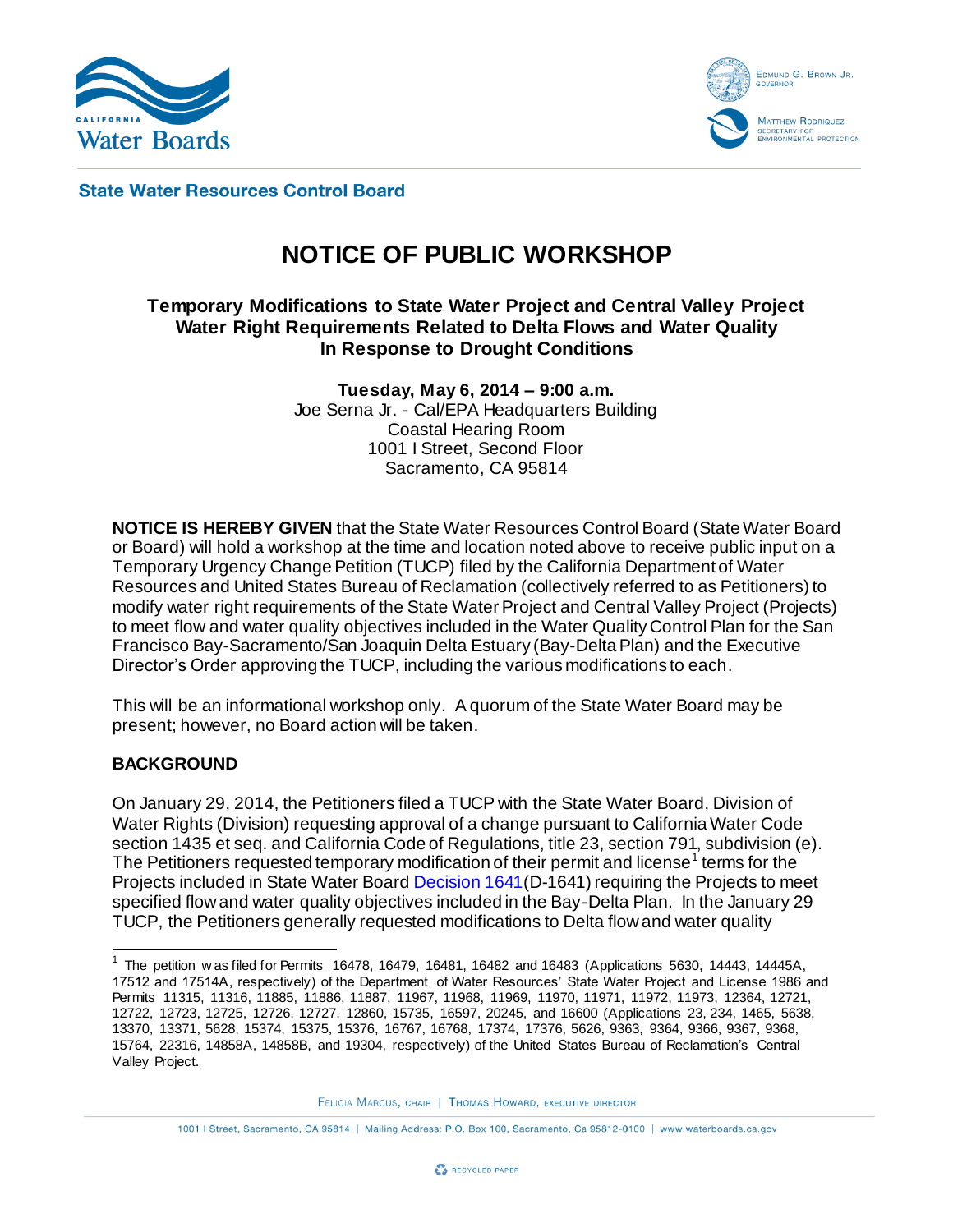**State Water Resources Control Board**

# NOTICE OF PUBLIC WORKSHOP

### Temporary Modifications to State Water Project and Central Valley Project Water Right Requirements Related to Delta Flows and Water Quality In Response to Drought Conditions

**Tuesday, May 6, 2014 – 9:00 a.m.**
Joe Serna Jr. - Cal/EPA Headquarters Building
Coastal Hearing Room
1001 I Street, Second Floor
Sacramento, CA 95814

**NOTICE IS HEREBY GIVEN** that the State Water Resources Control Board (State Water Board or Board) will hold a workshop at the time and location noted above to receive public input on a Temporary Urgency Change Petition (TUCP) filed by the California Department of Water Resources and United States Bureau of Reclamation (collectively referred to as Petitioners) to modify water right requirements of the State Water Project and Central Valley Project (Projects) to meet flow and water quality objectives included in the Water Quality Control Plan for the San Francisco Bay-Sacramento/San Joaquin Delta Estuary (Bay-Delta Plan) and the Executive Director's Order approving the TUCP, including the various modifications to each.

This will be an informational workshop only. A quorum of the State Water Board may be present; however, no Board action will be taken.

## BACKGROUND

On January 29, 2014, the Petitioners filed a TUCP with the State Water Board, Division of Water Rights (Division) requesting approval of a change pursuant to California Water Code section 1435 et seq. and California Code of Regulations, title 23, section 791, subdivision (e). The Petitioners requested temporary modification of their permit and license[1] terms for the Projects included in State Water Board Decision 1641 (D-1641) requiring the Projects to meet specified flow and water quality objectives included in the Bay-Delta Plan. In the January 29 TUCP, the Petitioners generally requested modifications to Delta flow and water quality

---

[1] The petition was filed for Permits 16478, 16479, 16481, 16482 and 16483 (Applications 5630, 14443, 14445A, 17512 and 17514A, respectively) of the Department of Water Resources' State Water Project and License 1986 and Permits 11315, 11316, 11885, 11886, 11887, 11967, 11968, 11969, 11970, 11971, 11972, 11973, 12364, 12721, 12722, 12723, 12725, 12726, 12727, 12860, 15735, 16597, 20245, and 16600 (Applications 23, 234, 1465, 5638, 13370, 13371, 5628, 15374, 15375, 15376, 16767, 16768, 17374, 17376, 5626, 9363, 9364, 9366, 9367, 9368, 15764, 22316, 14858A, 14858B, and 19304, respectively) of the United States Bureau of Reclamation's Central Valley Project.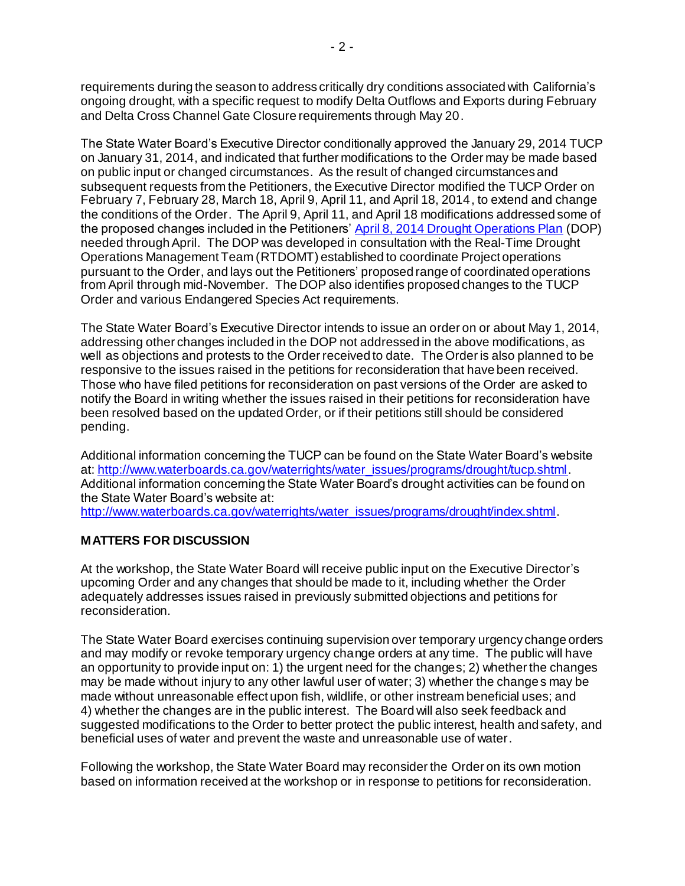requirements during the season to address critically dry conditions associated with California's ongoing drought, with a specific request to modify Delta Outflows and Exports during February and Delta Cross Channel Gate Closure requirements through May 20.

The State Water Board's Executive Director conditionally approved the January 29, 2014 TUCP on January 31, 2014, and indicated that further modifications to the Order may be made based on public input or changed circumstances. As the result of changed circumstances and subsequent requests from the Petitioners, the Executive Director modified the TUCP Order on February 7, February 28, March 18, April 9, April 11, and April 18, 2014, to extend and change the conditions of the Order. The April 9, April 11, and April 18 modifications addressed some of the proposed changes included in the Petitioners' April 8, 2014 Drought Operations Plan (DOP) needed through April. The DOP was developed in consultation with the Real-Time Drought Operations Management Team (RTDOMT) established to coordinate Project operations pursuant to the Order, and lays out the Petitioners' proposed range of coordinated operations from April through mid-November. The DOP also identifies proposed changes to the TUCP Order and various Endangered Species Act requirements.

The State Water Board's Executive Director intends to issue an order on or about May 1, 2014, addressing other changes included in the DOP not addressed in the above modifications, as well as objections and protests to the Order received to date. The Order is also planned to be responsive to the issues raised in the petitions for reconsideration that have been received. Those who have filed petitions for reconsideration on past versions of the Order are asked to notify the Board in writing whether the issues raised in their petitions for reconsideration have been resolved based on the updated Order, or if their petitions still should be considered pending.

Additional information concerning the TUCP can be found on the State Water Board's website at: http://www.waterboards.ca.gov/waterrights/water_issues/programs/drought/tucp.shtml. Additional information concerning the State Water Board's drought activities can be found on the State Water Board's website at: http://www.waterboards.ca.gov/waterrights/water_issues/programs/drought/index.shtml.

## MATTERS FOR DISCUSSION

At the workshop, the State Water Board will receive public input on the Executive Director's upcoming Order and any changes that should be made to it, including whether the Order adequately addresses issues raised in previously submitted objections and petitions for reconsideration.

The State Water Board exercises continuing supervision over temporary urgency change orders and may modify or revoke temporary urgency change orders at any time. The public will have an opportunity to provide input on: 1) the urgent need for the changes; 2) whether the changes may be made without injury to any other lawful user of water; 3) whether the changes may be made without unreasonable effect upon fish, wildlife, or other instream beneficial uses; and 4) whether the changes are in the public interest. The Board will also seek feedback and suggested modifications to the Order to better protect the public interest, health and safety, and beneficial uses of water and prevent the waste and unreasonable use of water.

Following the workshop, the State Water Board may reconsider the Order on its own motion based on information received at the workshop or in response to petitions for reconsideration.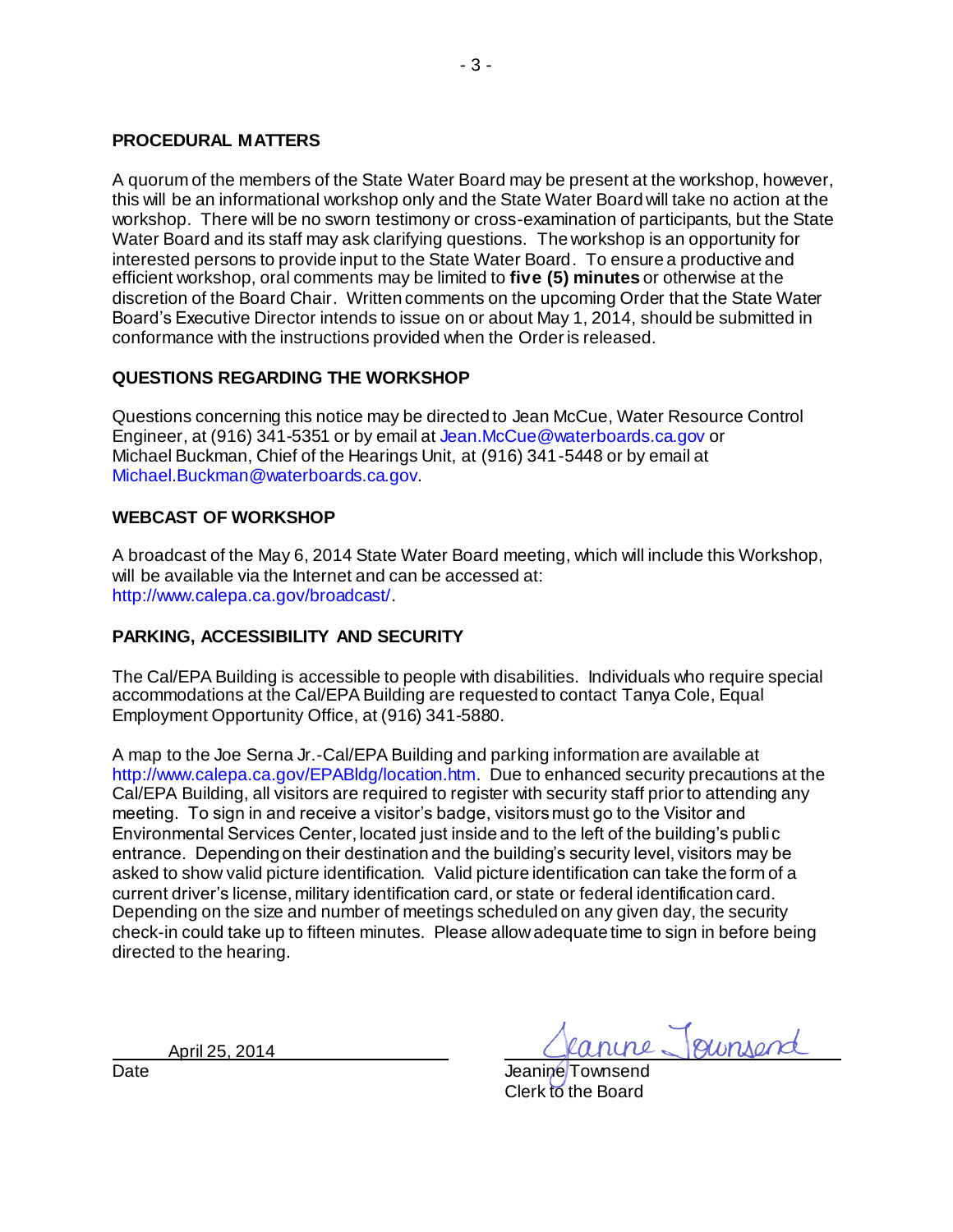## PROCEDURAL MATTERS

A quorum of the members of the State Water Board may be present at the workshop, however, this will be an informational workshop only and the State Water Board will take no action at the workshop. There will be no sworn testimony or cross-examination of participants, but the State Water Board and its staff may ask clarifying questions. The workshop is an opportunity for interested persons to provide input to the State Water Board. To ensure a productive and efficient workshop, oral comments may be limited to **five (5) minutes** or otherwise at the discretion of the Board Chair. Written comments on the upcoming Order that the State Water Board's Executive Director intends to issue on or about May 1, 2014, should be submitted in conformance with the instructions provided when the Order is released.

## QUESTIONS REGARDING THE WORKSHOP

Questions concerning this notice may be directed to Jean McCue, Water Resource Control Engineer, at (916) 341-5351 or by email at Jean.McCue@waterboards.ca.gov or Michael Buckman, Chief of the Hearings Unit, at (916) 341-5448 or by email at Michael.Buckman@waterboards.ca.gov.

## WEBCAST OF WORKSHOP

A broadcast of the May 6, 2014 State Water Board meeting, which will include this Workshop, will be available via the Internet and can be accessed at: http://www.calepa.ca.gov/broadcast/.

## PARKING, ACCESSIBILITY AND SECURITY

The Cal/EPA Building is accessible to people with disabilities. Individuals who require special accommodations at the Cal/EPA Building are requested to contact Tanya Cole, Equal Employment Opportunity Office, at (916) 341-5880.

A map to the Joe Serna Jr.-Cal/EPA Building and parking information are available at http://www.calepa.ca.gov/EPABldg/location.htm. Due to enhanced security precautions at the Cal/EPA Building, all visitors are required to register with security staff prior to attending any meeting. To sign in and receive a visitor's badge, visitors must go to the Visitor and Environmental Services Center, located just inside and to the left of the building's public entrance. Depending on their destination and the building's security level, visitors may be asked to show valid picture identification. Valid picture identification can take the form of a current driver's license, military identification card, or state or federal identification card. Depending on the size and number of meetings scheduled on any given day, the security check-in could take up to fifteen minutes. Please allow adequate time to sign in before being directed to the hearing.

April 25, 2014
Date

Jeanine Townsend
Jeanine Townsend
Clerk to the Board